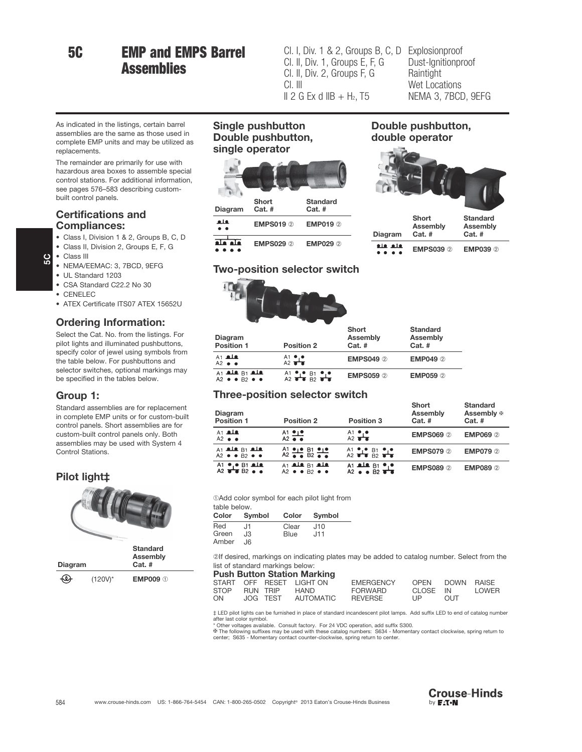# 5C EMP and EMPS Barrel Assemblies

Cl. I, Div. 1 & 2, Groups B, C, D — Explosionproof
Cl. II, Div. 1, Groups E, F, G — Dust-Ignitionproof
Cl. II, Div. 2, Groups F, G — Raintight
Cl. III — Wet Locations
II 2 G Ex d IIB + $H_2$, T5 — NEMA 3, 7BCD, 9EFG

As indicated in the listings, certain barrel assemblies are the same as those used in complete EMP units and may be utilized as replacements.

The remainder are primarily for use with hazardous area boxes to assemble special control stations. For additional information, see pages 576–583 describing custom-built control panels.

## Certifications and Compliances:

- Class I, Division 1 & 2, Groups B, C, D
- Class II, Division 2, Groups E, F, G
- Class III
- NEMA/EEMAC: 3, 7BCD, 9EFG
- UL Standard 1203
- CSA Standard C22.2 No 30
- CENELEC
- ATEX Certificate ITS07 ATEX 15652U

## Ordering Information:

Select the Cat. No. from the listings. For pilot lights and illuminated pushbuttons, specify color of jewel using symbols from the table below. For pushbuttons and selector switches, optional markings may be specified in the tables below.

## Group 1:

Standard assemblies are for replacement in complete EMP units or for custom-built control panels. Short assemblies are for custom-built control panels only. Both assemblies may be used with System 4 Control Stations.

## Pilot light‡

| Diagram | | Standard Assembly Cat. # |
|---|---|---|
| | (120V)* | EMP009 ① |

## Single pushbutton Double pushbutton, single operator

| Diagram | Short Cat. # | Standard Cat. # |
|---|---|---|
| | EMPS019 ② | EMP019 ② |
| | EMPS029 ② | EMP029 ② |

## Double pushbutton, double operator

| Diagram | Short Assembly Cat. # | Standard Assembly Cat. # |
|---|---|---|
| | EMPS039 ② | EMP039 ② |

## Two-position selector switch

| Diagram Position 1 | Position 2 | Short Assembly Cat. # | Standard Assembly Cat. # |
|---|---|---|---|
| A1 A2 | A1 A2 | EMPS049 ② | EMP049 ② |
| A1 B1 A2 B2 | A1 B1 A2 B2 | EMPS059 ② | EMP059 ② |

## Three-position selector switch

| Diagram Position 1 | Position 2 | Position 3 | Short Assembly Cat. # | Standard Assembly ✠ Cat. # |
|---|---|---|---|---|
| A1 A2 | A1 A2 | A1 A2 | EMPS069 ② | EMP069 ② |
| A1 B1 A2 B2 | A1 B1 A2 B2 | A1 B1 A2 B2 | EMPS079 ② | EMP079 ② |
| A1 B1 A2 B2 | A1 B1 A2 B2 | A1 B1 A2 B2 | EMPS089 ② | EMP089 ② |

①Add color symbol for each pilot light from table below.

| Color | Symbol | Color | Symbol |
|---|---|---|---|
| Red | J1 | Clear | J10 |
| Green | J3 | Blue | J11 |
| Amber | J6 | | |

②If desired, markings on indicating plates may be added to catalog number. Select from the list of standard markings below:

**Push Button Station Marking**

| | | | | | | | |
|---|---|---|---|---|---|---|---|
| START | OFF | RESET | LIGHT ON | EMERGENCY | OPEN | DOWN | RAISE |
| STOP | RUN | TRIP | HAND | FORWARD | CLOSE | IN | LOWER |
| ON | JOG | TEST | AUTOMATIC | REVERSE | UP | OUT | |

‡ LED pilot lights can be furnished in place of standard incandescent pilot lamps. Add suffix LED to end of catalog number after last color symbol.

\* Other voltages available. Consult factory. For 24 VDC operation, add suffix S300.

✠ The following suffixes may be used with these catalog numbers: S634 - Momentary contact clockwise, spring return to center; S635 - Momentary contact counter-clockwise, spring return to center.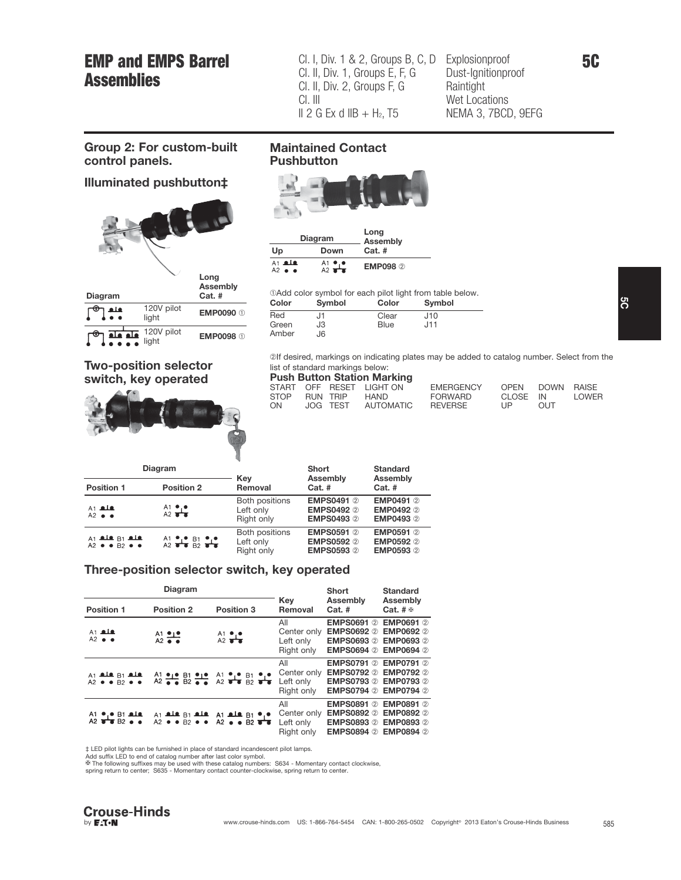# EMP and EMPS Barrel Assemblies

Cl. I, Div. 1 & 2, Groups B, C, D
Cl. II, Div. 1, Groups E, F, G
Cl. II, Div. 2, Groups F, G
Cl. III
II 2 G Ex d IIB + $H_2$, T5

Explosionproof
Dust-Ignitionproof
Raintight
Wet Locations
NEMA 3, 7BCD, 9EFG

## Group 2: For custom-built control panels.

### Illuminated pushbutton‡

| Diagram | | Long Assembly Cat. # |
|---|---|---|
| | 120V pilot light | EMP0090 ① |
| | 120V pilot light | EMP0098 ① |

①Add color symbol for each pilot light from table below.

| Color | Symbol | Color | Symbol |
|---|---|---|---|
| Red | J1 | Clear | J10 |
| Green | J3 | Blue | J11 |
| Amber | J6 | | |

### Maintained Contact Pushbutton

| Diagram | | Long Assembly |
|---|---|---|
| Up | Down | Cat. # |
| A1 A2 | A1 A2 | EMP098 ② |

②If desired, markings on indicating plates may be added to catalog number. Select from the list of standard markings below:

**Push Button Station Marking**

| | | | | | | | |
|---|---|---|---|---|---|---|---|
| START | OFF | RESET | LIGHT ON | EMERGENCY | OPEN | DOWN | RAISE |
| STOP | RUN | TRIP | HAND | FORWARD | CLOSE | IN | LOWER |
| ON | JOG | TEST | AUTOMATIC | REVERSE | UP | OUT | |

### Two-position selector switch, key operated

| Diagram | | Key | Short Assembly | Standard Assembly |
|---|---|---|---|---|
| Position 1 | Position 2 | Removal | Cat. # | Cat. # |
| A1 A2 | A1 A2 | Both positions | EMPS0491 ② | EMP0491 ② |
| | | Left only | EMPS0492 ② | EMP0492 ② |
| | | Right only | EMPS0493 ② | EMP0493 ② |
| A1 B1 A2 B2 | A1 B1 A2 B2 | Both positions | EMPS0591 ② | EMP0591 ② |
| | | Left only | EMPS0592 ② | EMP0592 ② |
| | | Right only | EMPS0593 ② | EMP0593 ② |

### Three-position selector switch, key operated

| Diagram | | | Key | Short Assembly | Standard Assembly |
|---|---|---|---|---|---|
| Position 1 | Position 2 | Position 3 | Removal | Cat. # | Cat. # ✠ |
| A1 A2 | A1 A2 | A1 A2 | All | EMPS0691 ② | EMP0691 ② |
| | | | Center only | EMPS0692 ② | EMP0692 ② |
| | | | Left only | EMPS0693 ② | EMP0693 ② |
| | | | Right only | EMPS0694 ② | EMP0694 ② |
| A1 B1 A2 B2 | A1 B1 A2 B2 | A1 B1 A2 B2 | All | EMPS0791 ② | EMP0791 ② |
| | | | Center only | EMPS0792 ② | EMP0792 ② |
| | | | Left only | EMPS0793 ② | EMP0793 ② |
| | | | Right only | EMPS0794 ② | EMP0794 ② |
| A1 B1 A2 B2 | A1 B1 A2 B2 | A1 B1 A2 B2 | All | EMPS0891 ② | EMP0891 ② |
| | | | Center only | EMPS0892 ② | EMP0892 ② |
| | | | Left only | EMPS0893 ② | EMP0893 ② |
| | | | Right only | EMPS0894 ② | EMP0894 ② |

‡ LED pilot lights can be furnished in place of standard incandescent pilot lamps.
Add suffix LED to end of catalog number after last color symbol.
✠ The following suffixes may be used with these catalog numbers: S634 - Momentary contact clockwise, spring return to center; S635 - Momentary contact counter-clockwise, spring return to center.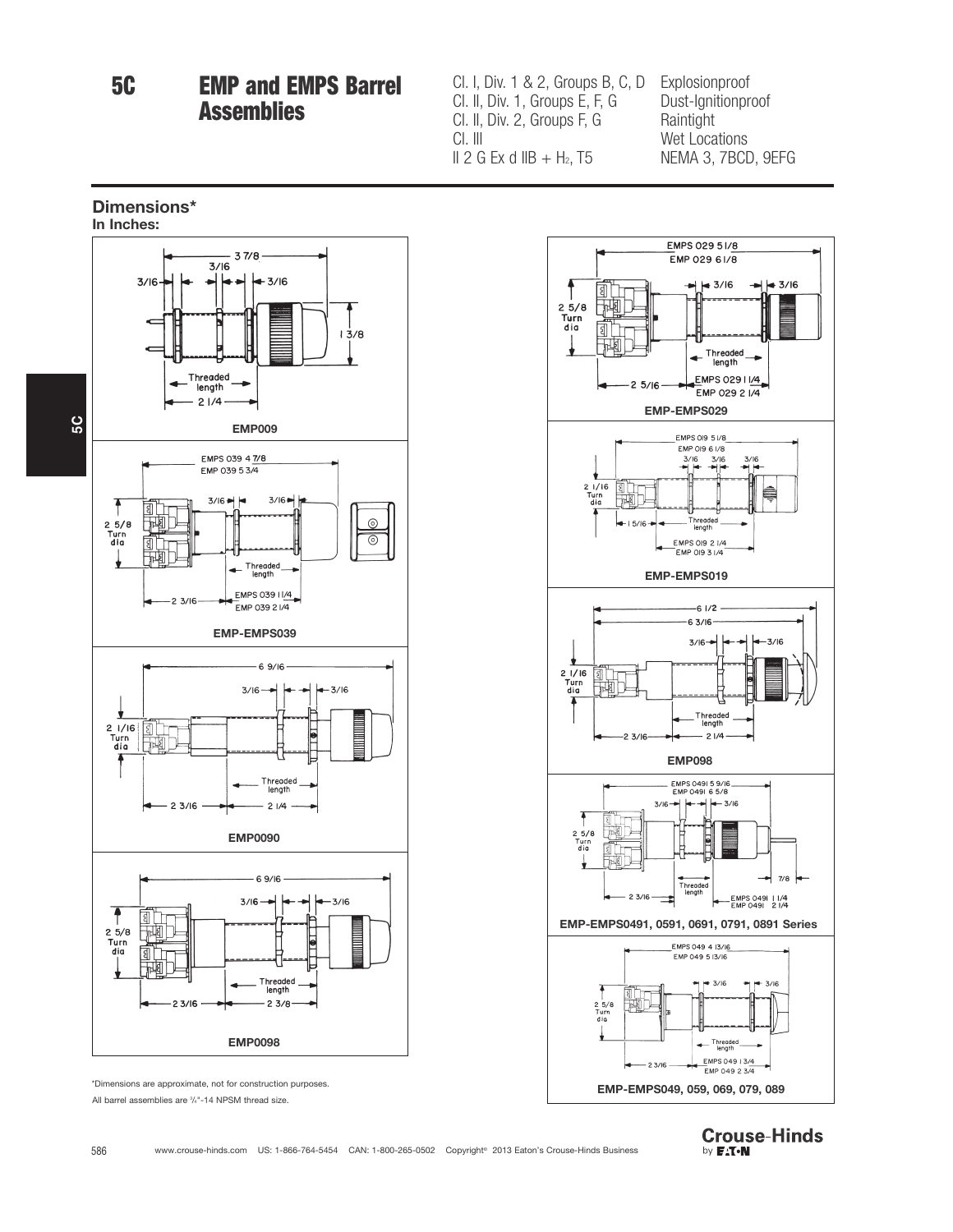# 5C EMP and EMPS Barrel Assemblies

Cl. I, Div. 1 & 2, Groups B, C, D — Explosionproof
Cl. II, Div. 1, Groups E, F, G — Dust-Ignitionproof
Cl. II, Div. 2, Groups F, G — Raintight
Cl. III — Wet Locations
II 2 G Ex d IIB + $H_2$, T5 — NEMA 3, 7BCD, 9EFG

## Dimensions*

**In Inches:**

3 7/8
3/16
3/16
3/16
1 3/8
Threaded length
2 1/4

**EMP009**

EMPS 039 4 7/8
EMP 039 5 3/4
3/16
3/16
2 5/8 Turn dia
Threaded length
2 3/16
EMPS 039 1 1/4
EMP 039 2 1/4

**EMP-EMPS039**

6 9/16
3/16
3/16
2 1/16 Turn dia
Threaded length
2 3/16
2 1/4

**EMP0090**

6 9/16
3/16
3/16
2 5/8 Turn dia
Threaded length
2 3/16
2 3/8

**EMP0098**

EMPS 029 5 1/8
EMP 029 6 1/8
3/16
3/16
2 5/8 Turn dia
Threaded length
2 5/16
EMPS 029 1 1/4
EMP 029 2 1/4

**EMP-EMPS029**

EMPS 019 5 1/8
EMP 019 6 1/8
3/16
3/16
3/16
2 1/16 Turn dia
1 5/16
Threaded length
EMPS 019 2 1/4
EMP 019 3 1/4

**EMP-EMPS019**

6 1/2
6 3/16
3/16
3/16
2 1/16 Turn dia
Threaded length
2 3/16
2 1/4

**EMP098**

EMPS 0491 5 9/16
EMP 0491 6 5/8
3/16
3/16
2 5/8 Turn dia
7/8
Threaded length
2 3/16
EMPS 0491 1 1/4
EMP 0491 2 1/4

**EMP-EMPS0491, 0591, 0691, 0791, 0891 Series**

EMPS 049 4 13/16
EMP 049 5 13/16
3/16
3/16
2 5/8 Turn dia
Threaded length
2 3/16
EMPS 049 1 3/4
EMP 049 2 3/4

**EMP-EMPS049, 059, 069, 079, 089**

*Dimensions are approximate, not for construction purposes.

All barrel assemblies are 3/4"-14 NPSM thread size.